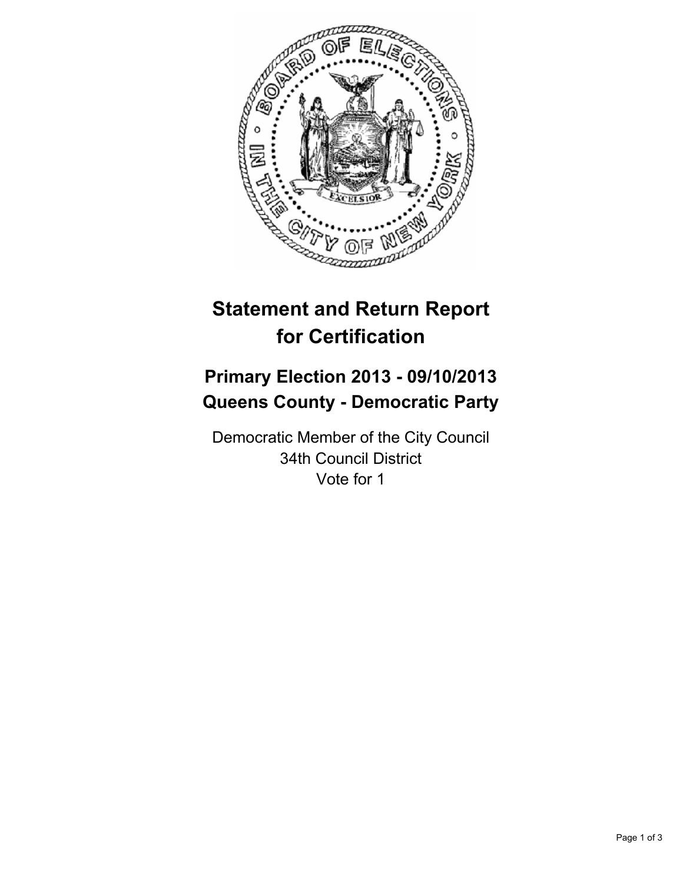# Statement and Return Report for Certification

## Primary Election 2013 - 09/10/2013
## Queens County - Democratic Party

Democratic Member of the City Council
34th Council District
Vote for 1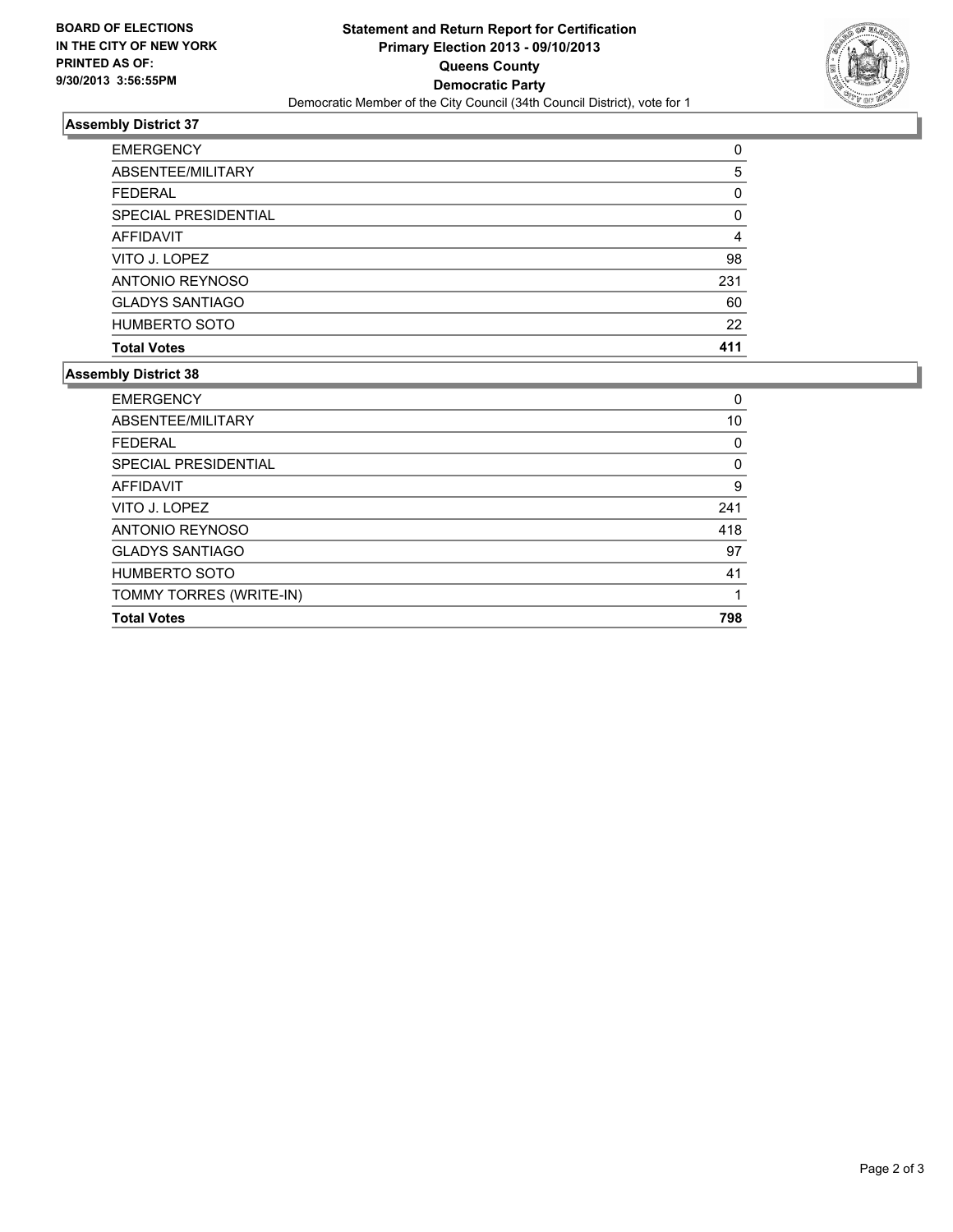**BOARD OF ELECTIONS IN THE CITY OF NEW YORK PRINTED AS OF: 9/30/2013 3:56:55PM**

**Statement and Return Report for Certification**
**Primary Election 2013 - 09/10/2013**
**Queens County**
**Democratic Party**
Democratic Member of the City Council (34th Council District), vote for 1

### Assembly District 37

| | |
|---|---|
| EMERGENCY | 0 |
| ABSENTEE/MILITARY | 5 |
| FEDERAL | 0 |
| SPECIAL PRESIDENTIAL | 0 |
| AFFIDAVIT | 4 |
| VITO J. LOPEZ | 98 |
| ANTONIO REYNOSO | 231 |
| GLADYS SANTIAGO | 60 |
| HUMBERTO SOTO | 22 |
| **Total Votes** | **411** |

### Assembly District 38

| | |
|---|---|
| EMERGENCY | 0 |
| ABSENTEE/MILITARY | 10 |
| FEDERAL | 0 |
| SPECIAL PRESIDENTIAL | 0 |
| AFFIDAVIT | 9 |
| VITO J. LOPEZ | 241 |
| ANTONIO REYNOSO | 418 |
| GLADYS SANTIAGO | 97 |
| HUMBERTO SOTO | 41 |
| TOMMY TORRES (WRITE-IN) | 1 |
| **Total Votes** | **798** |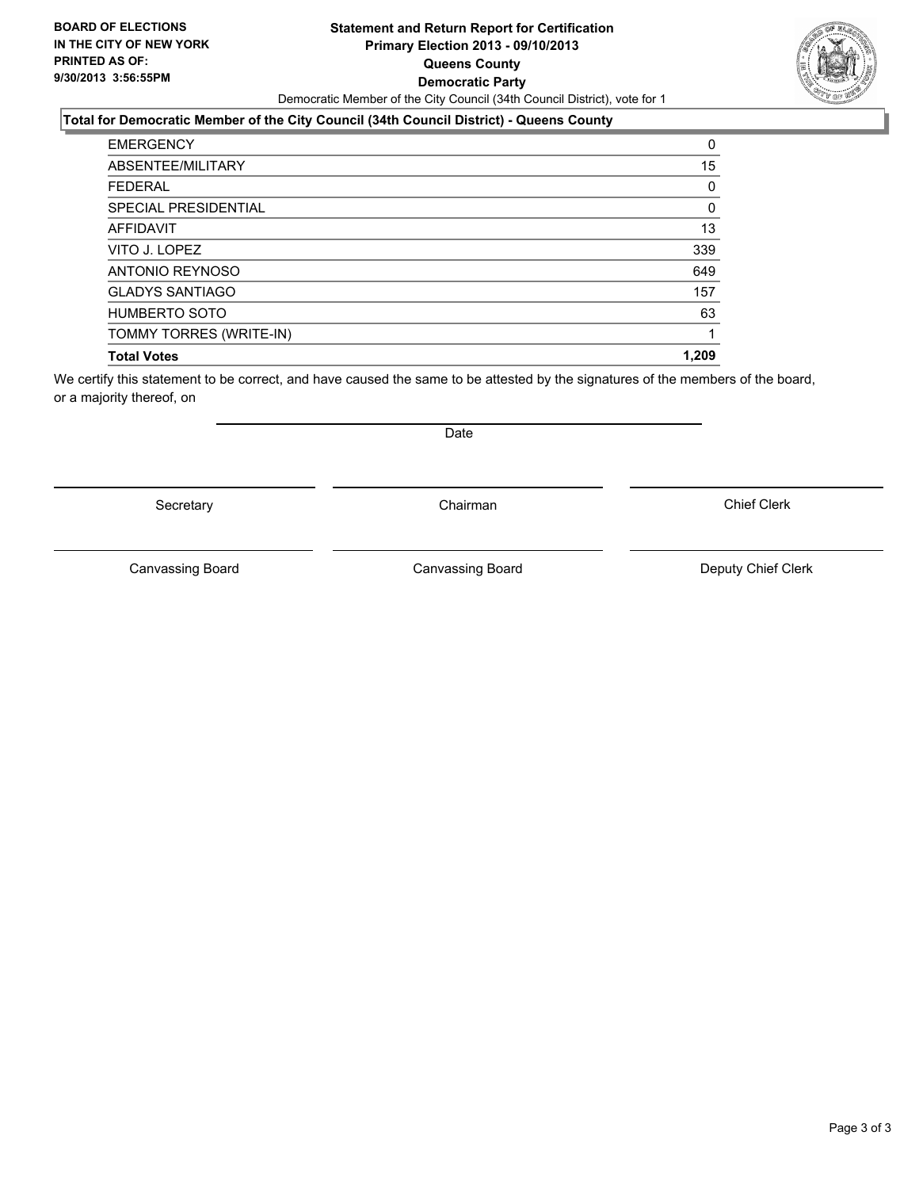**BOARD OF ELECTIONS IN THE CITY OF NEW YORK PRINTED AS OF: 9/30/2013 3:56:55PM**

**Statement and Return Report for Certification**
**Primary Election 2013 - 09/10/2013**
**Queens County**
**Democratic Party**

Democratic Member of the City Council (34th Council District), vote for 1

**Total for Democratic Member of the City Council (34th Council District) - Queens County**

| | |
|---|---|
| EMERGENCY | 0 |
| ABSENTEE/MILITARY | 15 |
| FEDERAL | 0 |
| SPECIAL PRESIDENTIAL | 0 |
| AFFIDAVIT | 13 |
| VITO J. LOPEZ | 339 |
| ANTONIO REYNOSO | 649 |
| GLADYS SANTIAGO | 157 |
| HUMBERTO SOTO | 63 |
| TOMMY TORRES (WRITE-IN) | 1 |
| **Total Votes** | **1,209** |

We certify this statement to be correct, and have caused the same to be attested by the signatures of the members of the board, or a majority thereof, on

Date

Secretary

Chairman

Chief Clerk

Canvassing Board

Canvassing Board

Deputy Chief Clerk